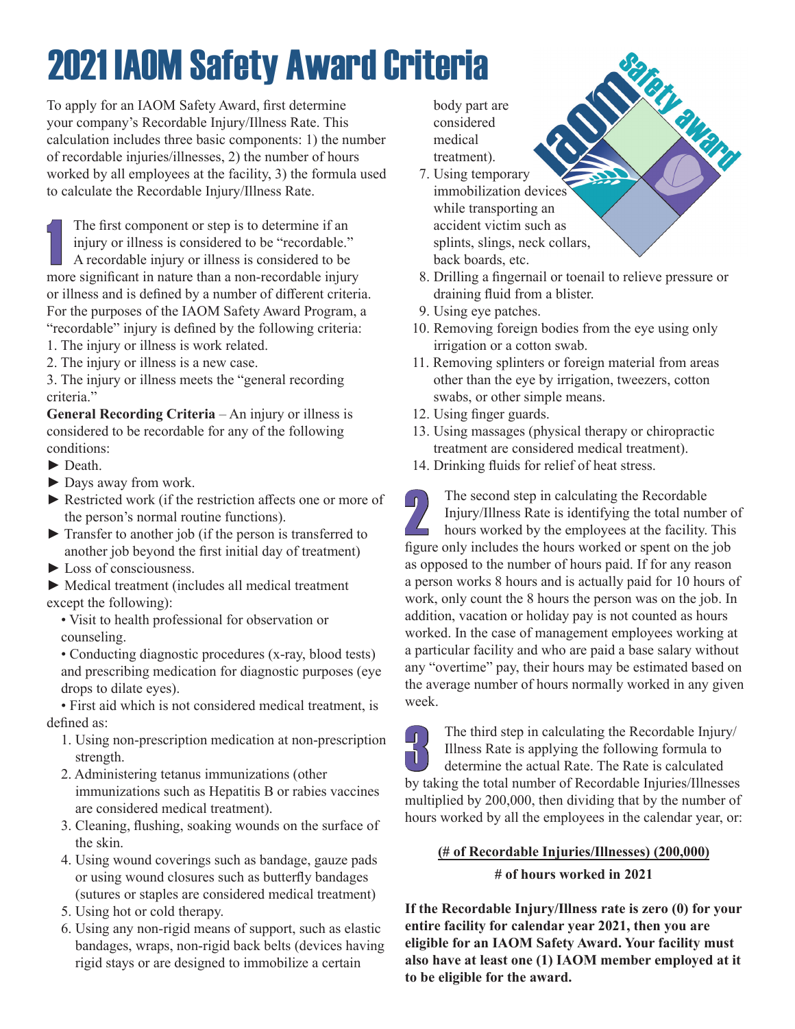# 2021 IAOM Safety Award Criteria

To apply for an IAOM Safety Award, first determine your company's Recordable Injury/Illness Rate. This calculation includes three basic components: 1) the number of recordable injuries/illnesses, 2) the number of hours worked by all employees at the facility, 3) the formula used to calculate the Recordable Injury/Illness Rate.

**1** The first component or step is to determine if an injury or illness is considered to be "recordable." A recordable injury or illness is considered to be more significant in nature than a non-recordable injury or illness and is defined by a number of different criteria. For the purposes of the IAOM Safety Award Program, a "recordable" injury is defined by the following criteria:

1. The injury or illness is work related.
2. The injury or illness is a new case.
3. The injury or illness meets the "general recording criteria."

**General Recording Criteria** – An injury or illness is considered to be recordable for any of the following conditions:

- ► Death.
- ► Days away from work.
- ► Restricted work (if the restriction affects one or more of the person's normal routine functions).
- ► Transfer to another job (if the person is transferred to another job beyond the first initial day of treatment)
- ► Loss of consciousness.
- ► Medical treatment (includes all medical treatment except the following):
  - Visit to health professional for observation or counseling.
  - Conducting diagnostic procedures (x-ray, blood tests) and prescribing medication for diagnostic purposes (eye drops to dilate eyes).
  - First aid which is not considered medical treatment, is defined as:
    1. Using non-prescription medication at non-prescription strength.
    2. Administering tetanus immunizations (other immunizations such as Hepatitis B or rabies vaccines are considered medical treatment).
    3. Cleaning, flushing, soaking wounds on the surface of the skin.
    4. Using wound coverings such as bandage, gauze pads or using wound closures such as butterfly bandages (sutures or staples are considered medical treatment)
    5. Using hot or cold therapy.
    6. Using any non-rigid means of support, such as elastic bandages, wraps, non-rigid back belts (devices having rigid stays or are designed to immobilize a certain body part are considered medical treatment).
    7. Using temporary immobilization devices while transporting an accident victim such as splints, slings, neck collars, back boards, etc.
    8. Drilling a fingernail or toenail to relieve pressure or draining fluid from a blister.
    9. Using eye patches.
    10. Removing foreign bodies from the eye using only irrigation or a cotton swab.
    11. Removing splinters or foreign material from areas other than the eye by irrigation, tweezers, cotton swabs, or other simple means.
    12. Using finger guards.
    13. Using massages (physical therapy or chiropractic treatment are considered medical treatment).
    14. Drinking fluids for relief of heat stress.

**2** The second step in calculating the Recordable Injury/Illness Rate is identifying the total number of hours worked by the employees at the facility. This figure only includes the hours worked or spent on the job as opposed to the number of hours paid. If for any reason a person works 8 hours and is actually paid for 10 hours of work, only count the 8 hours the person was on the job. In addition, vacation or holiday pay is not counted as hours worked. In the case of management employees working at a particular facility and who are paid a base salary without any "overtime" pay, their hours may be estimated based on the average number of hours normally worked in any given week.

**3** The third step in calculating the Recordable Injury/Illness Rate is applying the following formula to determine the actual Rate. The Rate is calculated by taking the total number of Recordable Injuries/Illnesses multiplied by 200,000, then dividing that by the number of hours worked by all the employees in the calendar year, or:

$$\frac{\text{(\# of Recordable Injuries/Illnesses) (200,000)}}{\text{\# of hours worked in 2021}}$$

**If the Recordable Injury/Illness rate is zero (0) for your entire facility for calendar year 2021, then you are eligible for an IAOM Safety Award. Your facility must also have at least one (1) IAOM member employed at it to be eligible for the award.**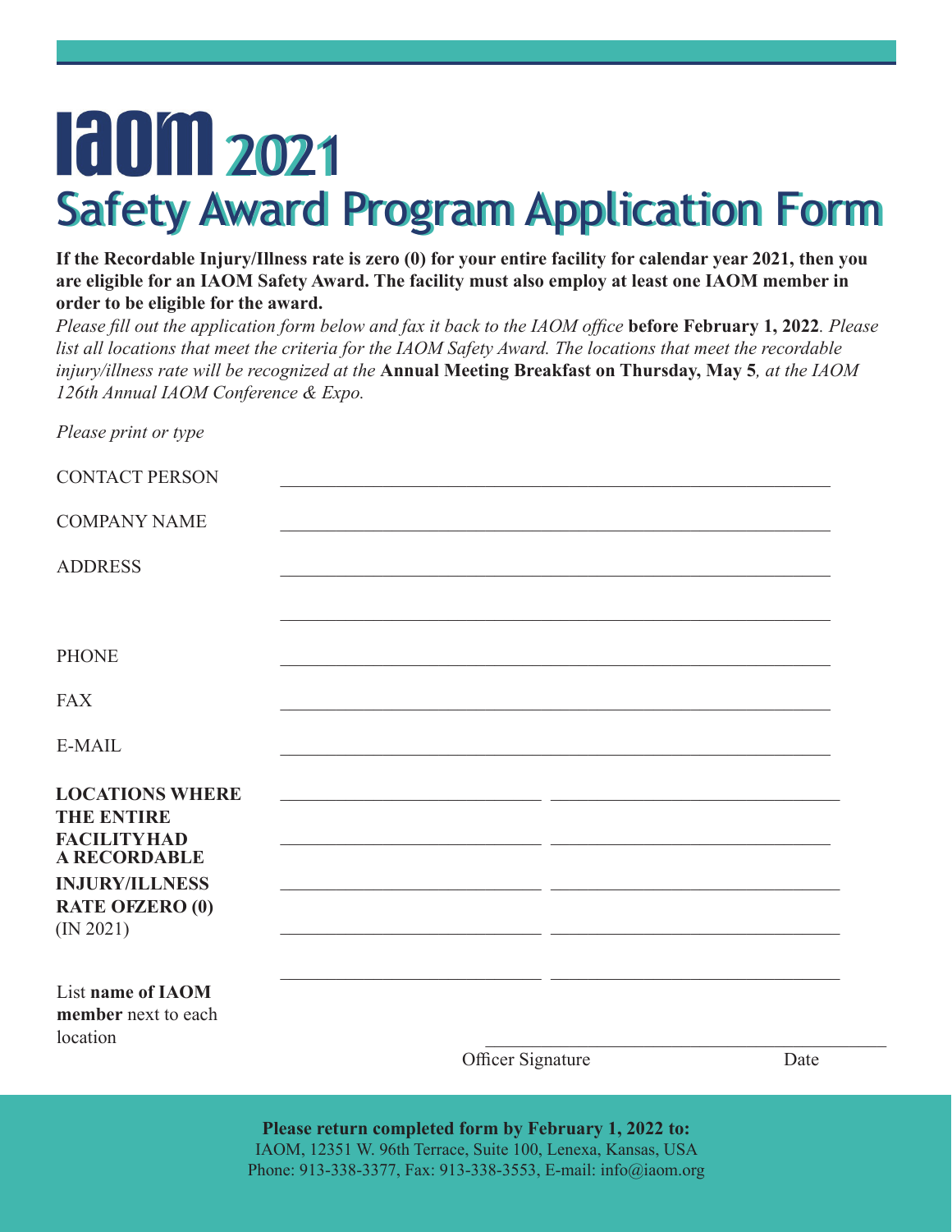# iaom 2021

## Safety Award Program Application Form

**If the Recordable Injury/Illness rate is zero (0) for your entire facility for calendar year 2021, then you are eligible for an IAOM Safety Award. The facility must also employ at least one IAOM member in order to be eligible for the award.**

*Please fill out the application form below and fax it back to the IAOM office* **before February 1, 2022**. *Please list all locations that meet the criteria for the IAOM Safety Award. The locations that meet the recordable injury/illness rate will be recognized at the* **Annual Meeting Breakfast on Thursday, May 5***, at the IAOM 126th Annual IAOM Conference & Expo.*

*Please print or type*

CONTACT PERSON \_\_\_\_\_\_\_\_\_\_\_\_\_\_\_\_\_\_\_\_\_\_\_\_\_\_\_\_\_\_\_\_\_\_\_\_\_\_\_\_

COMPANY NAME \_\_\_\_\_\_\_\_\_\_\_\_\_\_\_\_\_\_\_\_\_\_\_\_\_\_\_\_\_\_\_\_\_\_\_\_\_\_\_\_

ADDRESS \_\_\_\_\_\_\_\_\_\_\_\_\_\_\_\_\_\_\_\_\_\_\_\_\_\_\_\_\_\_\_\_\_\_\_\_\_\_\_\_

\_\_\_\_\_\_\_\_\_\_\_\_\_\_\_\_\_\_\_\_\_\_\_\_\_\_\_\_\_\_\_\_\_\_\_\_\_\_\_\_

PHONE \_\_\_\_\_\_\_\_\_\_\_\_\_\_\_\_\_\_\_\_\_\_\_\_\_\_\_\_\_\_\_\_\_\_\_\_\_\_\_\_

FAX \_\_\_\_\_\_\_\_\_\_\_\_\_\_\_\_\_\_\_\_\_\_\_\_\_\_\_\_\_\_\_\_\_\_\_\_\_\_\_\_

E-MAIL \_\_\_\_\_\_\_\_\_\_\_\_\_\_\_\_\_\_\_\_\_\_\_\_\_\_\_\_\_\_\_\_\_\_\_\_\_\_\_\_

**LOCATIONS WHERE THE ENTIRE FACILITY HAD A RECORDABLE INJURY/ILLNESS RATE OF ZERO (0)** (IN 2021)

\_\_\_\_\_\_\_\_\_\_\_\_\_\_\_\_\_\_\_\_ \_\_\_\_\_\_\_\_\_\_\_\_\_\_\_\_\_\_\_\_

\_\_\_\_\_\_\_\_\_\_\_\_\_\_\_\_\_\_\_\_ \_\_\_\_\_\_\_\_\_\_\_\_\_\_\_\_\_\_\_\_

\_\_\_\_\_\_\_\_\_\_\_\_\_\_\_\_\_\_\_\_ \_\_\_\_\_\_\_\_\_\_\_\_\_\_\_\_\_\_\_\_

\_\_\_\_\_\_\_\_\_\_\_\_\_\_\_\_\_\_\_\_ \_\_\_\_\_\_\_\_\_\_\_\_\_\_\_\_\_\_\_\_

\_\_\_\_\_\_\_\_\_\_\_\_\_\_\_\_\_\_\_\_ \_\_\_\_\_\_\_\_\_\_\_\_\_\_\_\_\_\_\_\_

List **name of IAOM member** next to each location

\_\_\_\_\_\_\_\_\_\_\_\_\_\_\_\_\_\_\_\_\_\_\_\_\_\_\_\_\_\_\_\_\_\_\_\_\_\_\_\_

Officer Signature Date

**Please return completed form by February 1, 2022 to:**
IAOM, 12351 W. 96th Terrace, Suite 100, Lenexa, Kansas, USA
Phone: 913-338-3377, Fax: 913-338-3553, E-mail: info@iaom.org